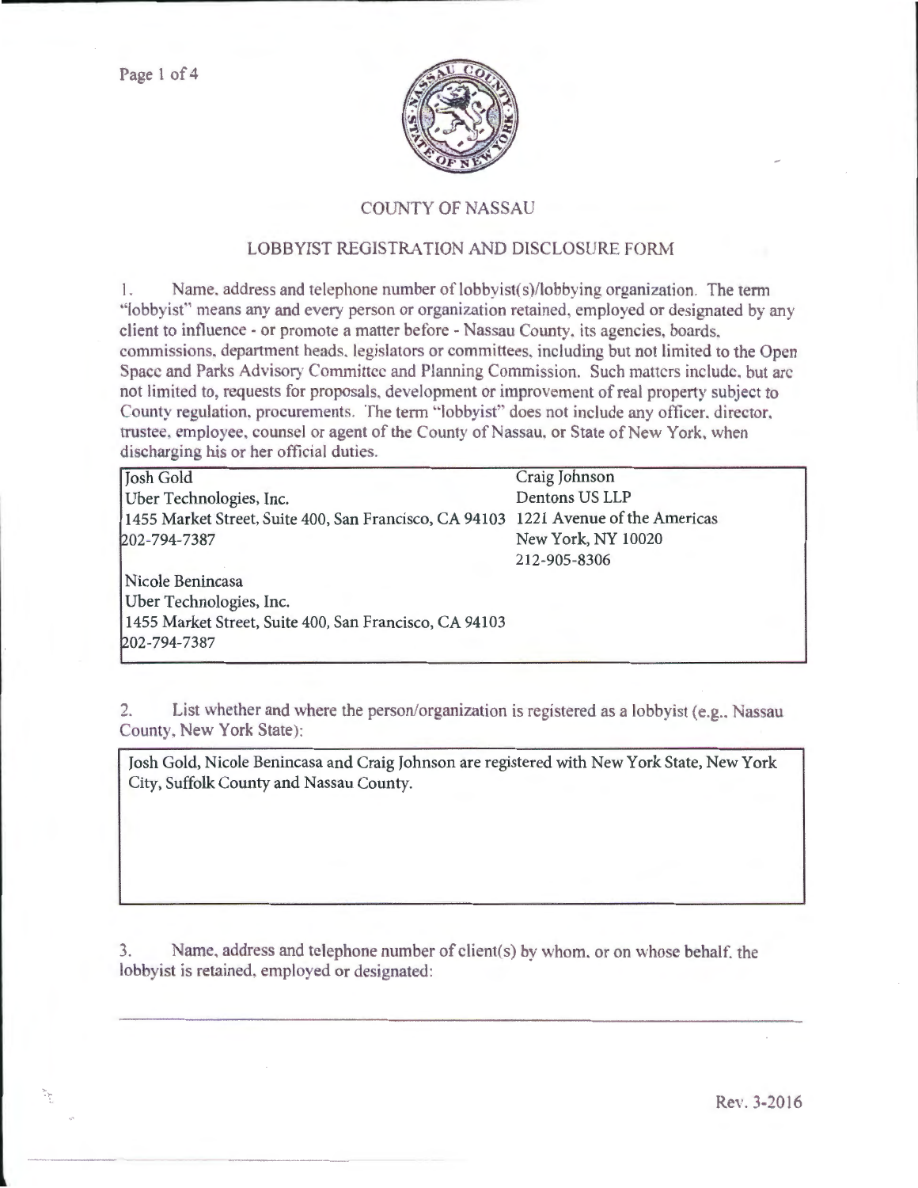# COUNTY OF NASSAU

## LOBBYIST REGISTRATION AND DISCLOSURE FORM

1. Name, address and telephone number of lobbyist(s)/lobbying organization. The term "lobbyist" means any and every person or organization retained, employed or designated by any client to influence - or promote a matter before - Nassau County, its agencies, boards, commissions, department heads, legislators or committees, including but not limited to the Open Space and Parks Advisory Committee and Planning Commission. Such matters include, but are not limited to, requests for proposals, development or improvement of real property subject to County regulation, procurements. The term "lobbyist" does not include any officer, director, trustee, employee, counsel or agent of the County of Nassau, or State of New York, when discharging his or her official duties.

| | |
|---|---|
| Josh Gold<br>Uber Technologies, Inc.<br>1455 Market Street, Suite 400, San Francisco, CA 94103<br>202-794-7387 | Craig Johnson<br>Dentons US LLP<br>1221 Avenue of the Americas<br>New York, NY 10020<br>212-905-8306 |
| Nicole Benincasa<br>Uber Technologies, Inc.<br>1455 Market Street, Suite 400, San Francisco, CA 94103<br>202-794-7387 | |

2. List whether and where the person/organization is registered as a lobbyist (e.g., Nassau County, New York State):

Josh Gold, Nicole Benincasa and Craig Johnson are registered with New York State, New York City, Suffolk County and Nassau County.

3. Name, address and telephone number of client(s) by whom, or on whose behalf, the lobbyist is retained, employed or designated:

Rev. 3-2016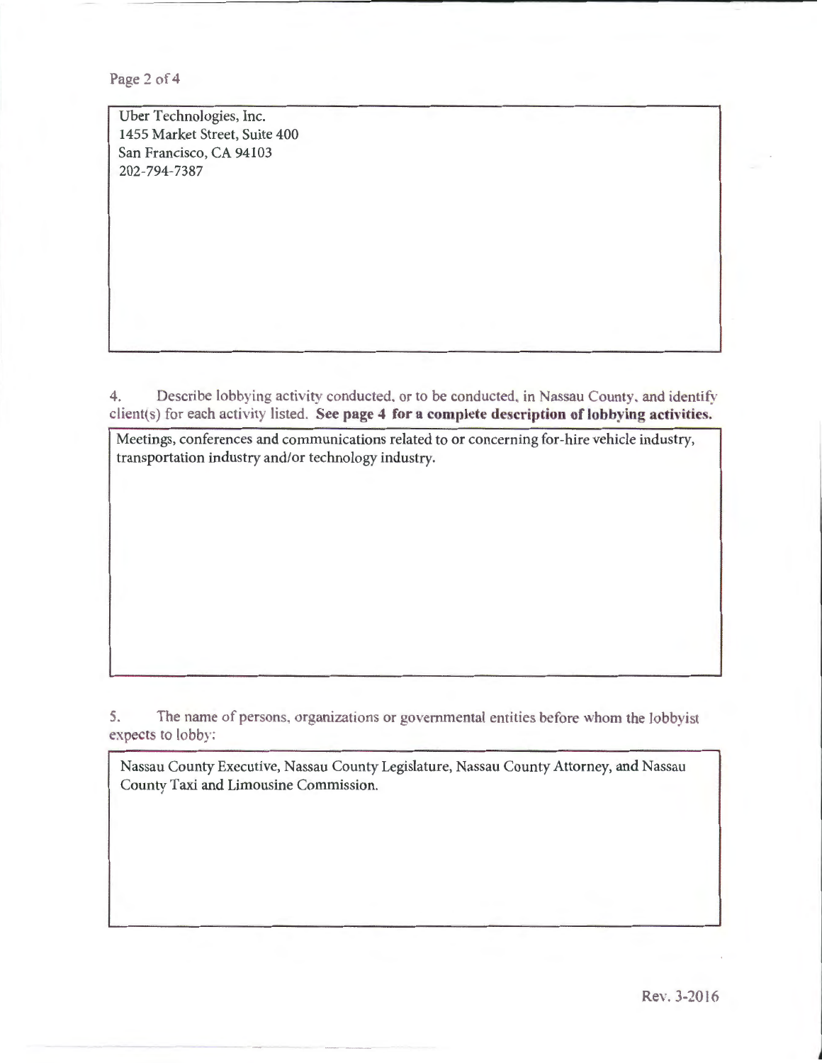Uber Technologies, Inc.
1455 Market Street, Suite 400
San Francisco, CA 94103
202-794-7387

4. Describe lobbying activity conducted, or to be conducted, in Nassau County, and identify client(s) for each activity listed. **See page 4 for a complete description of lobbying activities.**

Meetings, conferences and communications related to or concerning for-hire vehicle industry, transportation industry and/or technology industry.

5. The name of persons, organizations or governmental entities before whom the lobbyist expects to lobby:

Nassau County Executive, Nassau County Legislature, Nassau County Attorney, and Nassau County Taxi and Limousine Commission.

Rev. 3-2016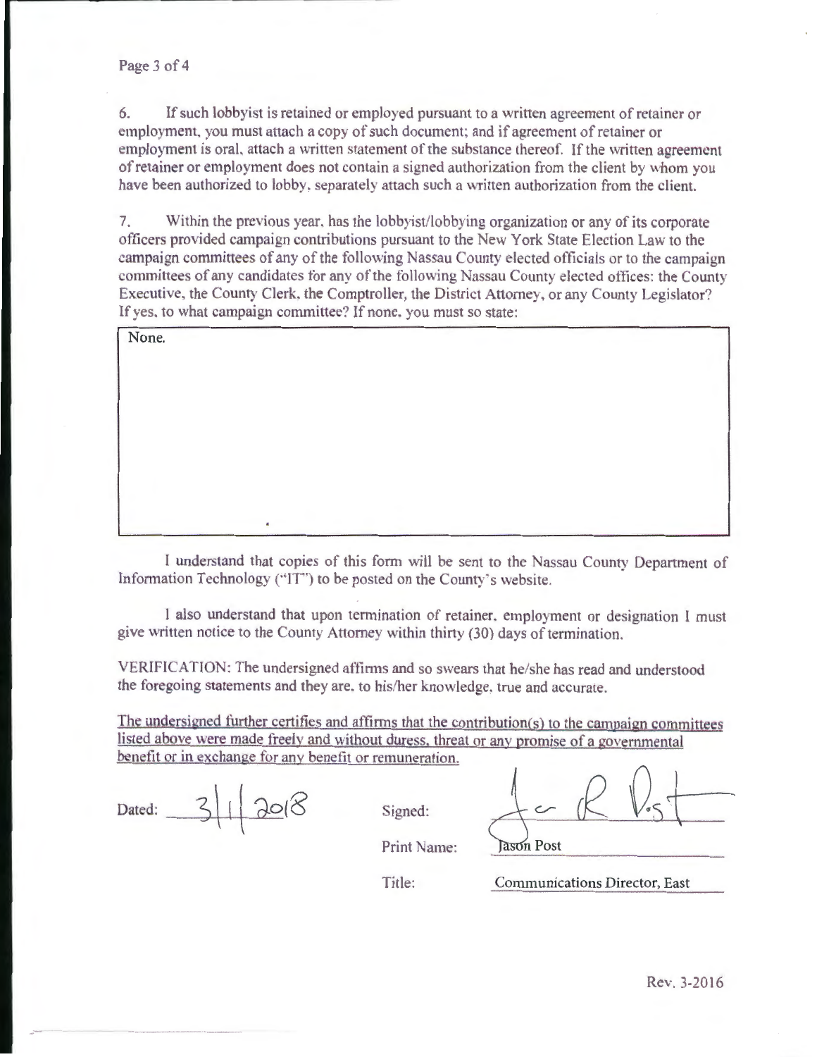6. If such lobbyist is retained or employed pursuant to a written agreement of retainer or employment, you must attach a copy of such document; and if agreement of retainer or employment is oral, attach a written statement of the substance thereof. If the written agreement of retainer or employment does not contain a signed authorization from the client by whom you have been authorized to lobby, separately attach such a written authorization from the client.

7. Within the previous year, has the lobbyist/lobbying organization or any of its corporate officers provided campaign contributions pursuant to the New York State Election Law to the campaign committees of any of the following Nassau County elected officials or to the campaign committees of any candidates for any of the following Nassau County elected offices: the County Executive, the County Clerk, the Comptroller, the District Attorney, or any County Legislator? If yes, to what campaign committee? If none, you must so state:

None.

I understand that copies of this form will be sent to the Nassau County Department of Information Technology ("IT") to be posted on the County's website.

I also understand that upon termination of retainer, employment or designation I must give written notice to the County Attorney within thirty (30) days of termination.

VERIFICATION: The undersigned affirms and so swears that he/she has read and understood the foregoing statements and they are, to his/her knowledge, true and accurate.

<u>The undersigned further certifies and affirms that the contribution(s) to the campaign committees listed above were made freely and without duress, threat or any promise of a governmental benefit or in exchange for any benefit or remuneration.</u>

Dated: 3/1/2018

Signed: [signature]

Print Name: Jason Post

Title: Communications Director, East

Rev. 3-2016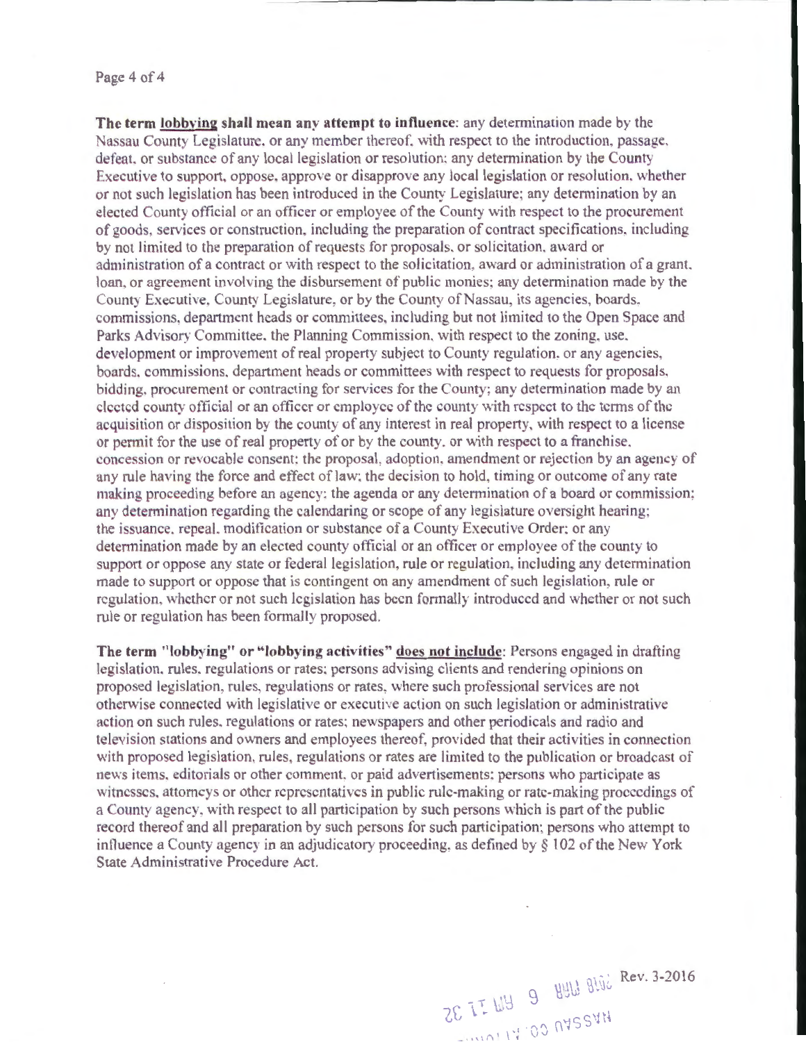**The term lobbying shall mean any attempt to influence**: any determination made by the Nassau County Legislature, or any member thereof, with respect to the introduction, passage, defeat, or substance of any local legislation or resolution; any determination by the County Executive to support, oppose, approve or disapprove any local legislation or resolution, whether or not such legislation has been introduced in the County Legislature; any determination by an elected County official or an officer or employee of the County with respect to the procurement of goods, services or construction, including the preparation of contract specifications, including by not limited to the preparation of requests for proposals, or solicitation, award or administration of a contract or with respect to the solicitation, award or administration of a grant, loan, or agreement involving the disbursement of public monies; any determination made by the County Executive, County Legislature, or by the County of Nassau, its agencies, boards, commissions, department heads or committees, including but not limited to the Open Space and Parks Advisory Committee, the Planning Commission, with respect to the zoning, use, development or improvement of real property subject to County regulation, or any agencies, boards, commissions, department heads or committees with respect to requests for proposals, bidding, procurement or contracting for services for the County; any determination made by an elected county official or an officer or employee of the county with respect to the terms of the acquisition or disposition by the county of any interest in real property, with respect to a license or permit for the use of real property of or by the county, or with respect to a franchise, concession or revocable consent; the proposal, adoption, amendment or rejection by an agency of any rule having the force and effect of law; the decision to hold, timing or outcome of any rate making proceeding before an agency; the agenda or any determination of a board or commission; any determination regarding the calendaring or scope of any legislature oversight hearing; the issuance, repeal, modification or substance of a County Executive Order; or any determination made by an elected county official or an officer or employee of the county to support or oppose any state or federal legislation, rule or regulation, including any determination made to support or oppose that is contingent on any amendment of such legislation, rule or regulation, whether or not such legislation has been formally introduced and whether or not such rule or regulation has been formally proposed.

**The term "lobbying" or "lobbying activities" does not include**: Persons engaged in drafting legislation, rules, regulations or rates; persons advising clients and rendering opinions on proposed legislation, rules, regulations or rates, where such professional services are not otherwise connected with legislative or executive action on such legislation or administrative action on such rules, regulations or rates; newspapers and other periodicals and radio and television stations and owners and employees thereof, provided that their activities in connection with proposed legislation, rules, regulations or rates are limited to the publication or broadcast of news items, editorials or other comment, or paid advertisements; persons who participate as witnesses, attorneys or other representatives in public rule-making or rate-making proceedings of a County agency, with respect to all participation by such persons which is part of the public record thereof and all preparation by such persons for such participation; persons who attempt to influence a County agency in an adjudicatory proceeding, as defined by § 102 of the New York State Administrative Procedure Act.

Rev. 3-2016